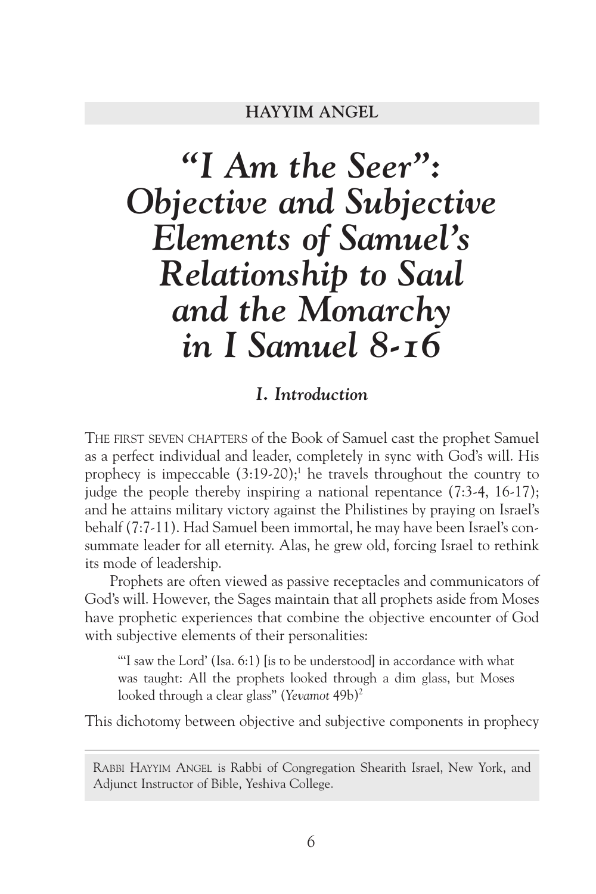HAYYIM ANGEL

# *"I Am the Seer": Objective and Subjective Elements of Samuel's Relationship to Saul and the Monarchy in I Samuel 8-16*

## *I. Introduction*

THE FIRST SEVEN CHAPTERS of the Book of Samuel cast the prophet Samuel as a perfect individual and leader, completely in sync with God's will. His prophecy is impeccable (3:19-20);[1] he travels throughout the country to judge the people thereby inspiring a national repentance (7:3-4, 16-17); and he attains military victory against the Philistines by praying on Israel's behalf (7:7-11). Had Samuel been immortal, he may have been Israel's consummate leader for all eternity. Alas, he grew old, forcing Israel to rethink its mode of leadership.

Prophets are often viewed as passive receptacles and communicators of God's will. However, the Sages maintain that all prophets aside from Moses have prophetic experiences that combine the objective encounter of God with subjective elements of their personalities:

> "'I saw the Lord' (Isa. 6:1) [is to be understood] in accordance with what was taught: All the prophets looked through a dim glass, but Moses looked through a clear glass" (*Yevamot* 49b)[2]

This dichotomy between objective and subjective components in prophecy

---

RABBI HAYYIM ANGEL is Rabbi of Congregation Shearith Israel, New York, and Adjunct Instructor of Bible, Yeshiva College.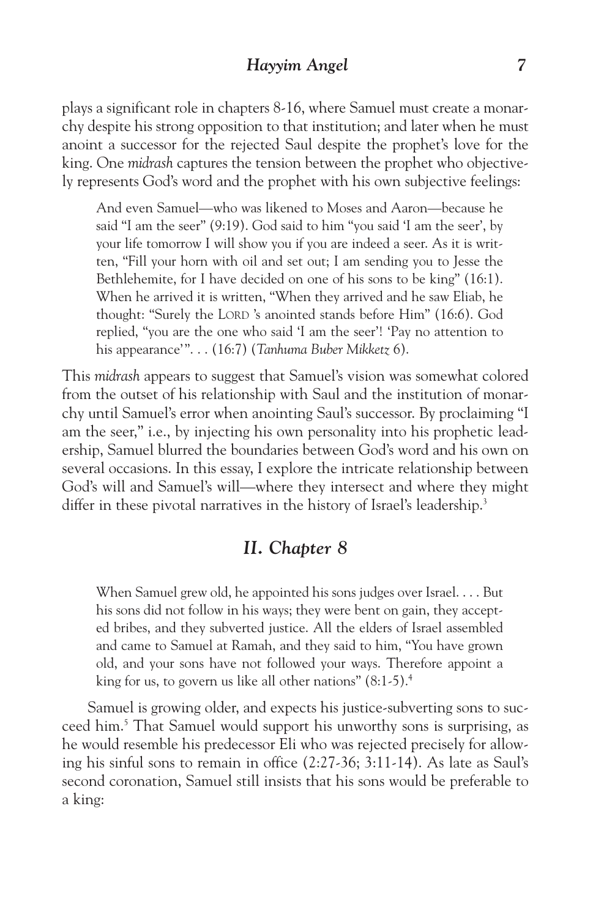plays a significant role in chapters 8-16, where Samuel must create a monarchy despite his strong opposition to that institution; and later when he must anoint a successor for the rejected Saul despite the prophet's love for the king. One *midrash* captures the tension between the prophet who objectively represents God's word and the prophet with his own subjective feelings:

> And even Samuel—who was likened to Moses and Aaron—because he said "I am the seer" (9:19). God said to him "you said 'I am the seer', by your life tomorrow I will show you if you are indeed a seer. As it is written, "Fill your horn with oil and set out; I am sending you to Jesse the Bethlehemite, for I have decided on one of his sons to be king" (16:1). When he arrived it is written, "When they arrived and he saw Eliab, he thought: "Surely the LORD 's anointed stands before Him" (16:6). God replied, "you are the one who said 'I am the seer'! 'Pay no attention to his appearance'". . . (16:7) (*Tanhuma Buber Mikketz* 6).

This *midrash* appears to suggest that Samuel's vision was somewhat colored from the outset of his relationship with Saul and the institution of monarchy until Samuel's error when anointing Saul's successor. By proclaiming "I am the seer," i.e., by injecting his own personality into his prophetic leadership, Samuel blurred the boundaries between God's word and his own on several occasions. In this essay, I explore the intricate relationship between God's will and Samuel's will—where they intersect and where they might differ in these pivotal narratives in the history of Israel's leadership.[3]

## *II. Chapter 8*

> When Samuel grew old, he appointed his sons judges over Israel. . . . But his sons did not follow in his ways; they were bent on gain, they accepted bribes, and they subverted justice. All the elders of Israel assembled and came to Samuel at Ramah, and they said to him, "You have grown old, and your sons have not followed your ways. Therefore appoint a king for us, to govern us like all other nations" (8:1-5).[4]

Samuel is growing older, and expects his justice-subverting sons to succeed him.[5] That Samuel would support his unworthy sons is surprising, as he would resemble his predecessor Eli who was rejected precisely for allowing his sinful sons to remain in office (2:27-36; 3:11-14). As late as Saul's second coronation, Samuel still insists that his sons would be preferable to a king: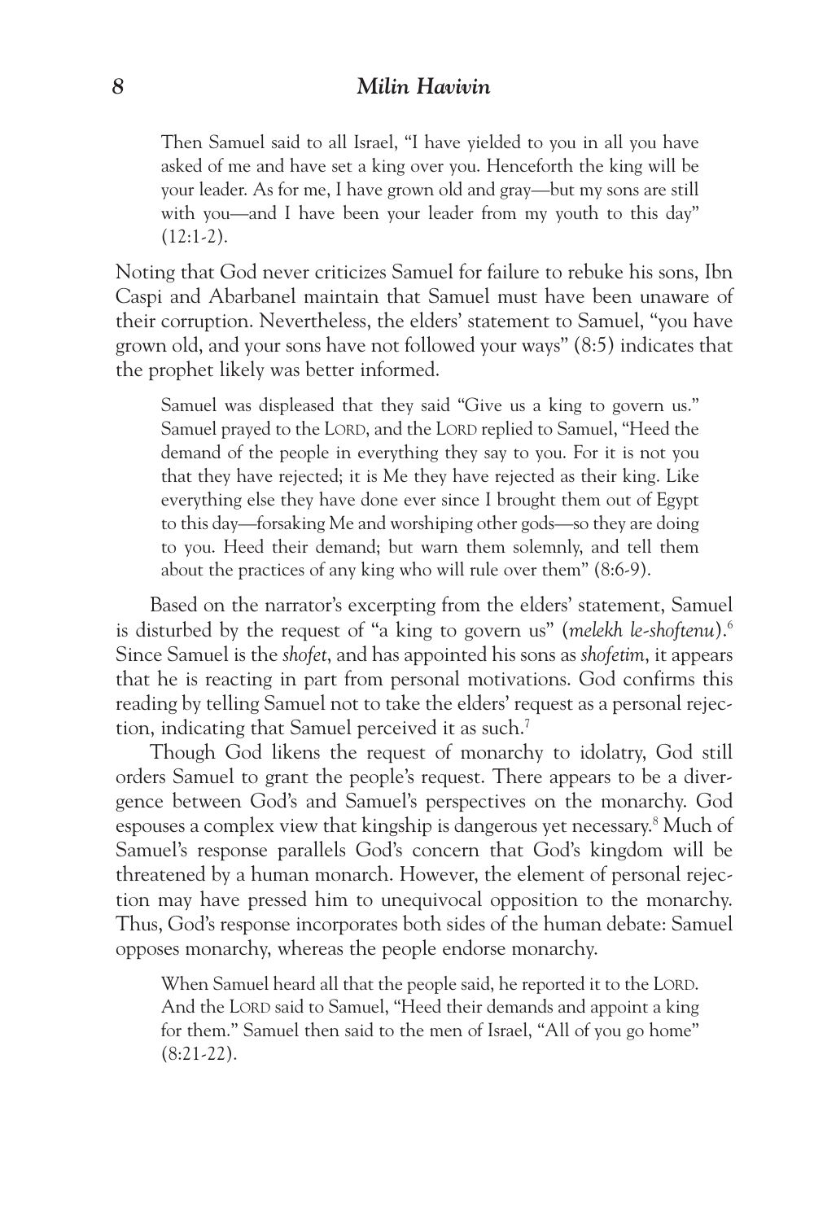> Then Samuel said to all Israel, "I have yielded to you in all you have asked of me and have set a king over you. Henceforth the king will be your leader. As for me, I have grown old and gray—but my sons are still with you—and I have been your leader from my youth to this day" (12:1-2).

Noting that God never criticizes Samuel for failure to rebuke his sons, Ibn Caspi and Abarbanel maintain that Samuel must have been unaware of their corruption. Nevertheless, the elders' statement to Samuel, "you have grown old, and your sons have not followed your ways" (8:5) indicates that the prophet likely was better informed.

> Samuel was displeased that they said "Give us a king to govern us." Samuel prayed to the LORD, and the LORD replied to Samuel, "Heed the demand of the people in everything they say to you. For it is not you that they have rejected; it is Me they have rejected as their king. Like everything else they have done ever since I brought them out of Egypt to this day—forsaking Me and worshiping other gods—so they are doing to you. Heed their demand; but warn them solemnly, and tell them about the practices of any king who will rule over them" (8:6-9).

Based on the narrator's excerpting from the elders' statement, Samuel is disturbed by the request of "a king to govern us" (*melekh le-shoftenu*).[6] Since Samuel is the *shofet*, and has appointed his sons as *shofetim*, it appears that he is reacting in part from personal motivations. God confirms this reading by telling Samuel not to take the elders' request as a personal rejection, indicating that Samuel perceived it as such.[7]

Though God likens the request of monarchy to idolatry, God still orders Samuel to grant the people's request. There appears to be a divergence between God's and Samuel's perspectives on the monarchy. God espouses a complex view that kingship is dangerous yet necessary.[8] Much of Samuel's response parallels God's concern that God's kingdom will be threatened by a human monarch. However, the element of personal rejection may have pressed him to unequivocal opposition to the monarchy. Thus, God's response incorporates both sides of the human debate: Samuel opposes monarchy, whereas the people endorse monarchy.

> When Samuel heard all that the people said, he reported it to the LORD. And the LORD said to Samuel, "Heed their demands and appoint a king for them." Samuel then said to the men of Israel, "All of you go home" (8:21-22).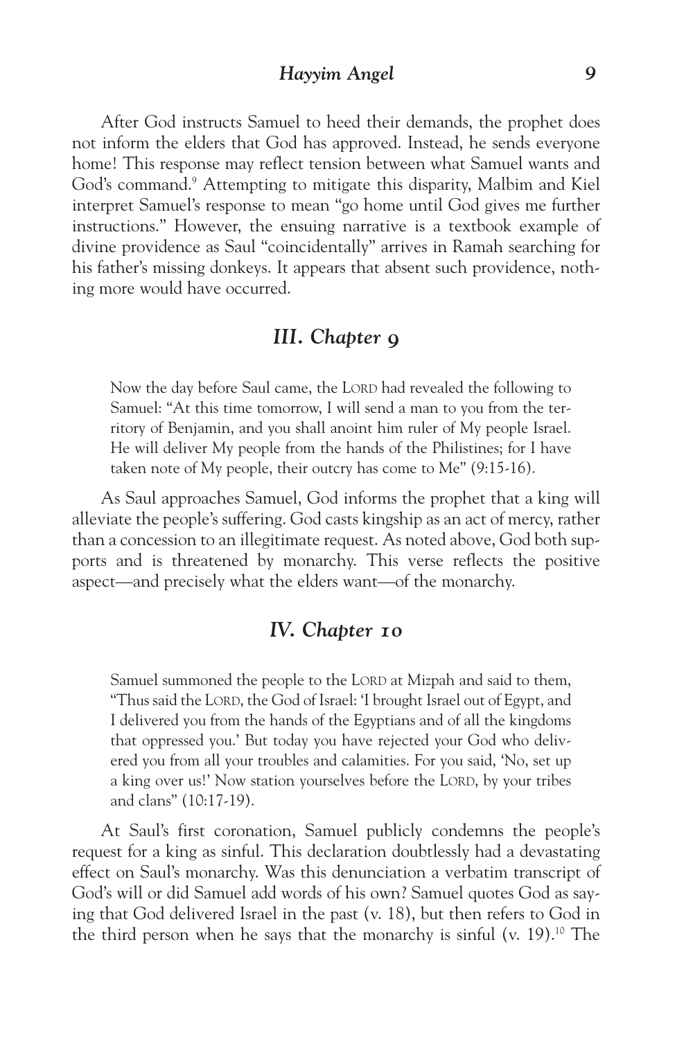After God instructs Samuel to heed their demands, the prophet does not inform the elders that God has approved. Instead, he sends everyone home! This response may reflect tension between what Samuel wants and God's command.[9] Attempting to mitigate this disparity, Malbim and Kiel interpret Samuel's response to mean "go home until God gives me further instructions." However, the ensuing narrative is a textbook example of divine providence as Saul "coincidentally" arrives in Ramah searching for his father's missing donkeys. It appears that absent such providence, nothing more would have occurred.

## *III. Chapter 9*

> Now the day before Saul came, the LORD had revealed the following to Samuel: "At this time tomorrow, I will send a man to you from the territory of Benjamin, and you shall anoint him ruler of My people Israel. He will deliver My people from the hands of the Philistines; for I have taken note of My people, their outcry has come to Me" (9:15-16).

As Saul approaches Samuel, God informs the prophet that a king will alleviate the people's suffering. God casts kingship as an act of mercy, rather than a concession to an illegitimate request. As noted above, God both supports and is threatened by monarchy. This verse reflects the positive aspect—and precisely what the elders want—of the monarchy.

## *IV. Chapter 10*

> Samuel summoned the people to the LORD at Mizpah and said to them, "Thus said the LORD, the God of Israel: 'I brought Israel out of Egypt, and I delivered you from the hands of the Egyptians and of all the kingdoms that oppressed you.' But today you have rejected your God who delivered you from all your troubles and calamities. For you said, 'No, set up a king over us!' Now station yourselves before the LORD, by your tribes and clans" (10:17-19).

At Saul's first coronation, Samuel publicly condemns the people's request for a king as sinful. This declaration doubtlessly had a devastating effect on Saul's monarchy. Was this denunciation a verbatim transcript of God's will or did Samuel add words of his own? Samuel quotes God as saying that God delivered Israel in the past (v. 18), but then refers to God in the third person when he says that the monarchy is sinful (v. 19).[10] The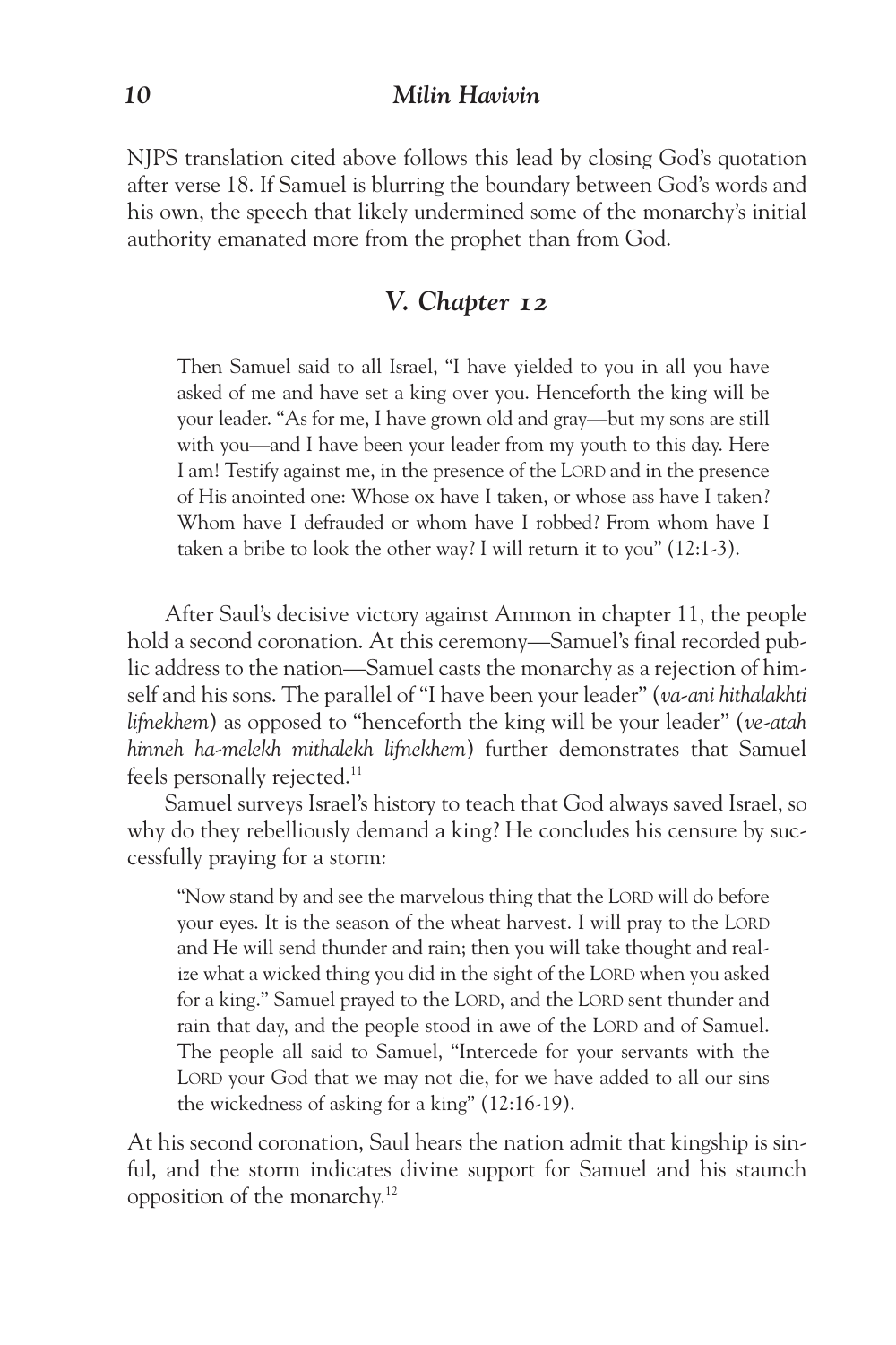NJPS translation cited above follows this lead by closing God's quotation after verse 18. If Samuel is blurring the boundary between God's words and his own, the speech that likely undermined some of the monarchy's initial authority emanated more from the prophet than from God.

## *V. Chapter 12*

> Then Samuel said to all Israel, "I have yielded to you in all you have asked of me and have set a king over you. Henceforth the king will be your leader. "As for me, I have grown old and gray—but my sons are still with you—and I have been your leader from my youth to this day. Here I am! Testify against me, in the presence of the LORD and in the presence of His anointed one: Whose ox have I taken, or whose ass have I taken? Whom have I defrauded or whom have I robbed? From whom have I taken a bribe to look the other way? I will return it to you" (12:1-3).

After Saul's decisive victory against Ammon in chapter 11, the people hold a second coronation. At this ceremony—Samuel's final recorded public address to the nation—Samuel casts the monarchy as a rejection of himself and his sons. The parallel of "I have been your leader" (*va-ani hithalakhti lifnekhem*) as opposed to "henceforth the king will be your leader" (*ve-atah hinneh ha-melekh mithalekh lifnekhem*) further demonstrates that Samuel feels personally rejected.[11]

Samuel surveys Israel's history to teach that God always saved Israel, so why do they rebelliously demand a king? He concludes his censure by successfully praying for a storm:

> "Now stand by and see the marvelous thing that the LORD will do before your eyes. It is the season of the wheat harvest. I will pray to the LORD and He will send thunder and rain; then you will take thought and realize what a wicked thing you did in the sight of the LORD when you asked for a king." Samuel prayed to the LORD, and the LORD sent thunder and rain that day, and the people stood in awe of the LORD and of Samuel. The people all said to Samuel, "Intercede for your servants with the LORD your God that we may not die, for we have added to all our sins the wickedness of asking for a king" (12:16-19).

At his second coronation, Saul hears the nation admit that kingship is sinful, and the storm indicates divine support for Samuel and his staunch opposition of the monarchy.[12]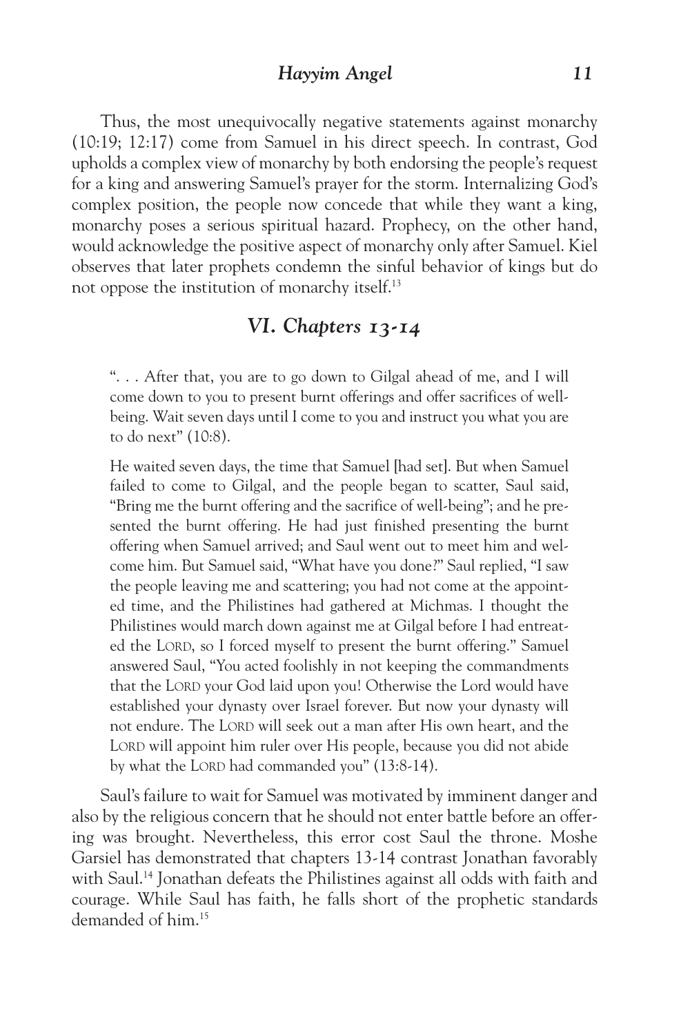Thus, the most unequivocally negative statements against monarchy (10:19; 12:17) come from Samuel in his direct speech. In contrast, God upholds a complex view of monarchy by both endorsing the people's request for a king and answering Samuel's prayer for the storm. Internalizing God's complex position, the people now concede that while they want a king, monarchy poses a serious spiritual hazard. Prophecy, on the other hand, would acknowledge the positive aspect of monarchy only after Samuel. Kiel observes that later prophets condemn the sinful behavior of kings but do not oppose the institution of monarchy itself.[13]

## *VI. Chapters 13-14*

> ". . . After that, you are to go down to Gilgal ahead of me, and I will come down to you to present burnt offerings and offer sacrifices of well-being. Wait seven days until I come to you and instruct you what you are to do next" (10:8).
>
> He waited seven days, the time that Samuel [had set]. But when Samuel failed to come to Gilgal, and the people began to scatter, Saul said, "Bring me the burnt offering and the sacrifice of well-being"; and he presented the burnt offering. He had just finished presenting the burnt offering when Samuel arrived; and Saul went out to meet him and welcome him. But Samuel said, "What have you done?" Saul replied, "I saw the people leaving me and scattering; you had not come at the appointed time, and the Philistines had gathered at Michmas. I thought the Philistines would march down against me at Gilgal before I had entreated the LORD, so I forced myself to present the burnt offering." Samuel answered Saul, "You acted foolishly in not keeping the commandments that the LORD your God laid upon you! Otherwise the Lord would have established your dynasty over Israel forever. But now your dynasty will not endure. The LORD will seek out a man after His own heart, and the LORD will appoint him ruler over His people, because you did not abide by what the LORD had commanded you" (13:8-14).

Saul's failure to wait for Samuel was motivated by imminent danger and also by the religious concern that he should not enter battle before an offering was brought. Nevertheless, this error cost Saul the throne. Moshe Garsiel has demonstrated that chapters 13-14 contrast Jonathan favorably with Saul.[14] Jonathan defeats the Philistines against all odds with faith and courage. While Saul has faith, he falls short of the prophetic standards demanded of him.[15]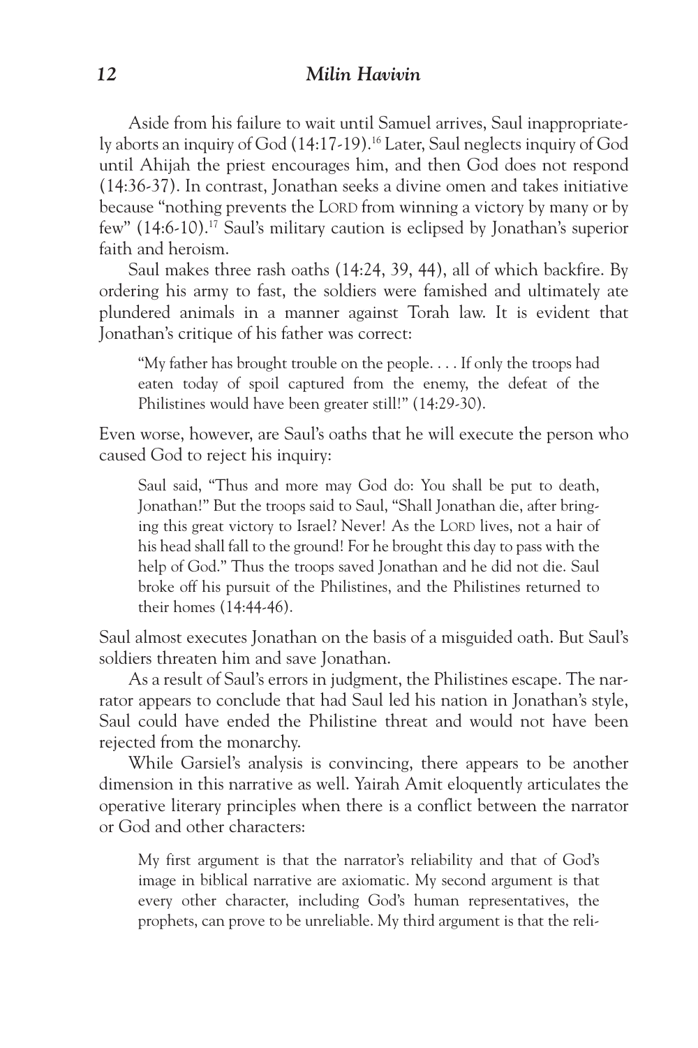Aside from his failure to wait until Samuel arrives, Saul inappropriately aborts an inquiry of God (14:17-19).[16] Later, Saul neglects inquiry of God until Ahijah the priest encourages him, and then God does not respond (14:36-37). In contrast, Jonathan seeks a divine omen and takes initiative because "nothing prevents the LORD from winning a victory by many or by few" (14:6-10).[17] Saul's military caution is eclipsed by Jonathan's superior faith and heroism.

Saul makes three rash oaths (14:24, 39, 44), all of which backfire. By ordering his army to fast, the soldiers were famished and ultimately ate plundered animals in a manner against Torah law. It is evident that Jonathan's critique of his father was correct:

> "My father has brought trouble on the people. . . . If only the troops had eaten today of spoil captured from the enemy, the defeat of the Philistines would have been greater still!" (14:29-30).

Even worse, however, are Saul's oaths that he will execute the person who caused God to reject his inquiry:

> Saul said, "Thus and more may God do: You shall be put to death, Jonathan!" But the troops said to Saul, "Shall Jonathan die, after bringing this great victory to Israel? Never! As the LORD lives, not a hair of his head shall fall to the ground! For he brought this day to pass with the help of God." Thus the troops saved Jonathan and he did not die. Saul broke off his pursuit of the Philistines, and the Philistines returned to their homes (14:44-46).

Saul almost executes Jonathan on the basis of a misguided oath. But Saul's soldiers threaten him and save Jonathan.

As a result of Saul's errors in judgment, the Philistines escape. The narrator appears to conclude that had Saul led his nation in Jonathan's style, Saul could have ended the Philistine threat and would not have been rejected from the monarchy.

While Garsiel's analysis is convincing, there appears to be another dimension in this narrative as well. Yairah Amit eloquently articulates the operative literary principles when there is a conflict between the narrator or God and other characters:

> My first argument is that the narrator's reliability and that of God's image in biblical narrative are axiomatic. My second argument is that every other character, including God's human representatives, the prophets, can prove to be unreliable. My third argument is that the reli-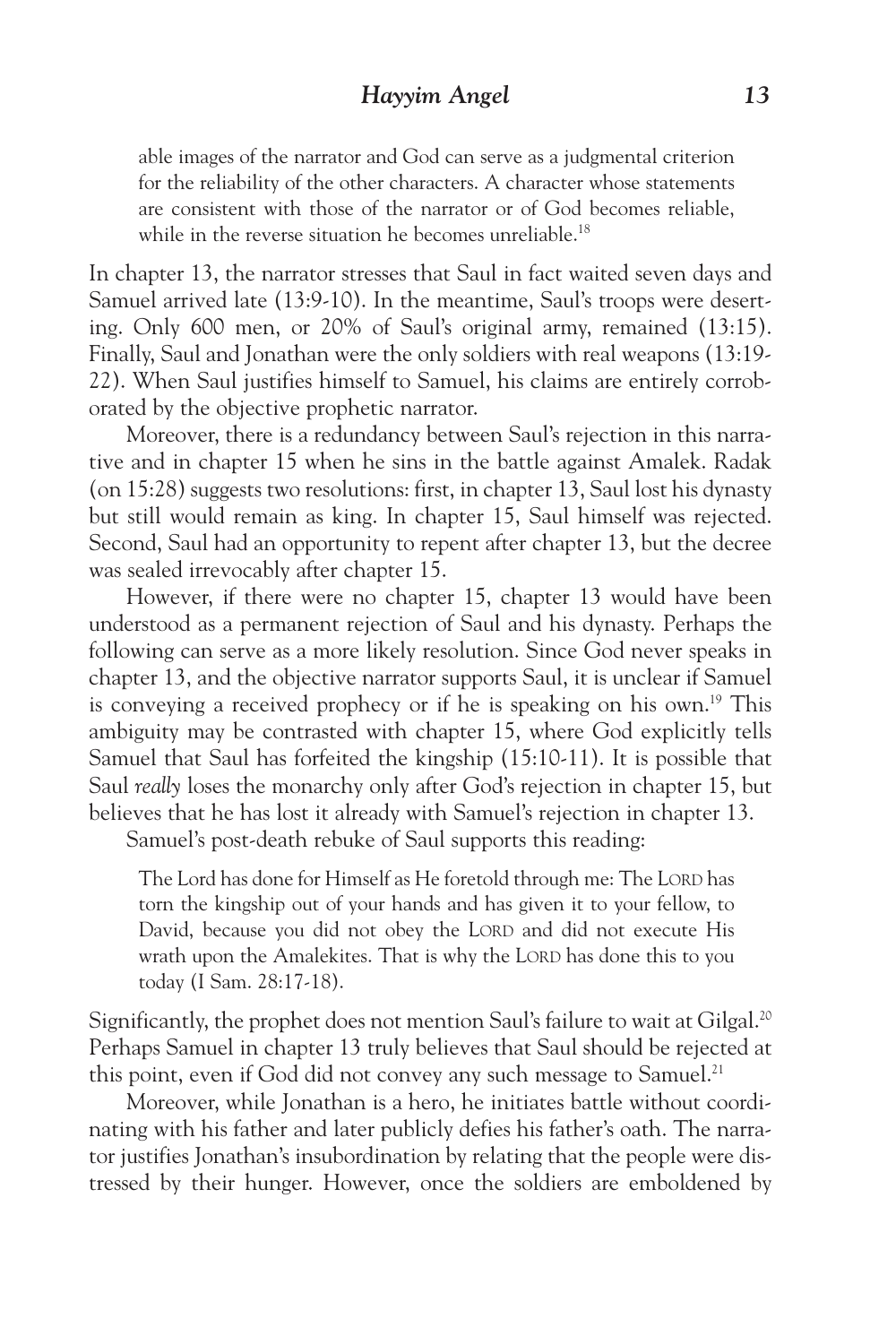able images of the narrator and God can serve as a judgmental criterion for the reliability of the other characters. A character whose statements are consistent with those of the narrator or of God becomes reliable, while in the reverse situation he becomes unreliable.[18]

In chapter 13, the narrator stresses that Saul in fact waited seven days and Samuel arrived late (13:9-10). In the meantime, Saul's troops were deserting. Only 600 men, or 20% of Saul's original army, remained (13:15). Finally, Saul and Jonathan were the only soldiers with real weapons (13:19-22). When Saul justifies himself to Samuel, his claims are entirely corroborated by the objective prophetic narrator.

Moreover, there is a redundancy between Saul's rejection in this narrative and in chapter 15 when he sins in the battle against Amalek. Radak (on 15:28) suggests two resolutions: first, in chapter 13, Saul lost his dynasty but still would remain as king. In chapter 15, Saul himself was rejected. Second, Saul had an opportunity to repent after chapter 13, but the decree was sealed irrevocably after chapter 15.

However, if there were no chapter 15, chapter 13 would have been understood as a permanent rejection of Saul and his dynasty. Perhaps the following can serve as a more likely resolution. Since God never speaks in chapter 13, and the objective narrator supports Saul, it is unclear if Samuel is conveying a received prophecy or if he is speaking on his own.[19] This ambiguity may be contrasted with chapter 15, where God explicitly tells Samuel that Saul has forfeited the kingship (15:10-11). It is possible that Saul *really* loses the monarchy only after God's rejection in chapter 15, but believes that he has lost it already with Samuel's rejection in chapter 13.

Samuel's post-death rebuke of Saul supports this reading:

> The Lord has done for Himself as He foretold through me: The LORD has torn the kingship out of your hands and has given it to your fellow, to David, because you did not obey the LORD and did not execute His wrath upon the Amalekites. That is why the LORD has done this to you today (I Sam. 28:17-18).

Significantly, the prophet does not mention Saul's failure to wait at Gilgal.[20] Perhaps Samuel in chapter 13 truly believes that Saul should be rejected at this point, even if God did not convey any such message to Samuel.[21]

Moreover, while Jonathan is a hero, he initiates battle without coordinating with his father and later publicly defies his father's oath. The narrator justifies Jonathan's insubordination by relating that the people were distressed by their hunger. However, once the soldiers are emboldened by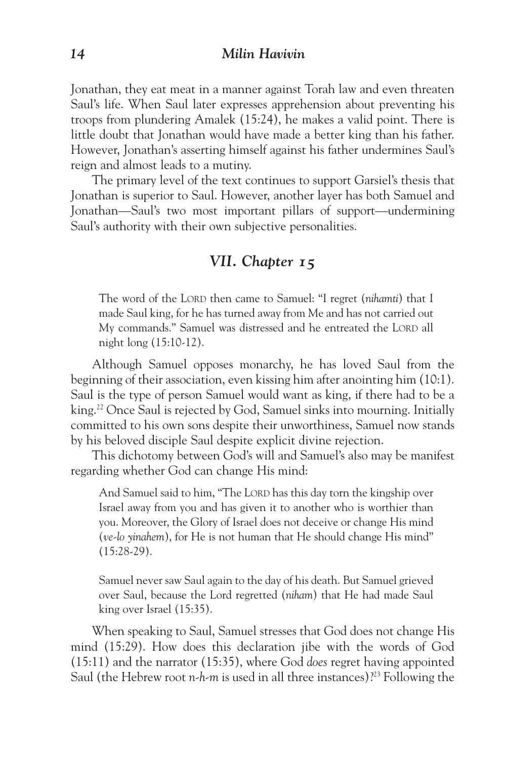Jonathan, they eat meat in a manner against Torah law and even threaten Saul's life. When Saul later expresses apprehension about preventing his troops from plundering Amalek (15:24), he makes a valid point. There is little doubt that Jonathan would have made a better king than his father. However, Jonathan's asserting himself against his father undermines Saul's reign and almost leads to a mutiny.

The primary level of the text continues to support Garsiel's thesis that Jonathan is superior to Saul. However, another layer has both Samuel and Jonathan—Saul's two most important pillars of support—undermining Saul's authority with their own subjective personalities.

## *VII. Chapter 15*

> The word of the LORD then came to Samuel: "I regret (*nihamti*) that I made Saul king, for he has turned away from Me and has not carried out My commands." Samuel was distressed and he entreated the LORD all night long (15:10-12).

Although Samuel opposes monarchy, he has loved Saul from the beginning of their association, even kissing him after anointing him (10:1). Saul is the type of person Samuel would want as king, if there had to be a king.[22] Once Saul is rejected by God, Samuel sinks into mourning. Initially committed to his own sons despite their unworthiness, Samuel now stands by his beloved disciple Saul despite explicit divine rejection.

This dichotomy between God's will and Samuel's also may be manifest regarding whether God can change His mind:

> And Samuel said to him, "The LORD has this day torn the kingship over Israel away from you and has given it to another who is worthier than you. Moreover, the Glory of Israel does not deceive or change His mind (*ve-lo yinahem*), for He is not human that He should change His mind" (15:28-29).

> Samuel never saw Saul again to the day of his death. But Samuel grieved over Saul, because the Lord regretted (*niham*) that He had made Saul king over Israel (15:35).

When speaking to Saul, Samuel stresses that God does not change His mind (15:29). How does this declaration jibe with the words of God (15:11) and the narrator (15:35), where God *does* regret having appointed Saul (the Hebrew root *n-h-m* is used in all three instances)?[23] Following the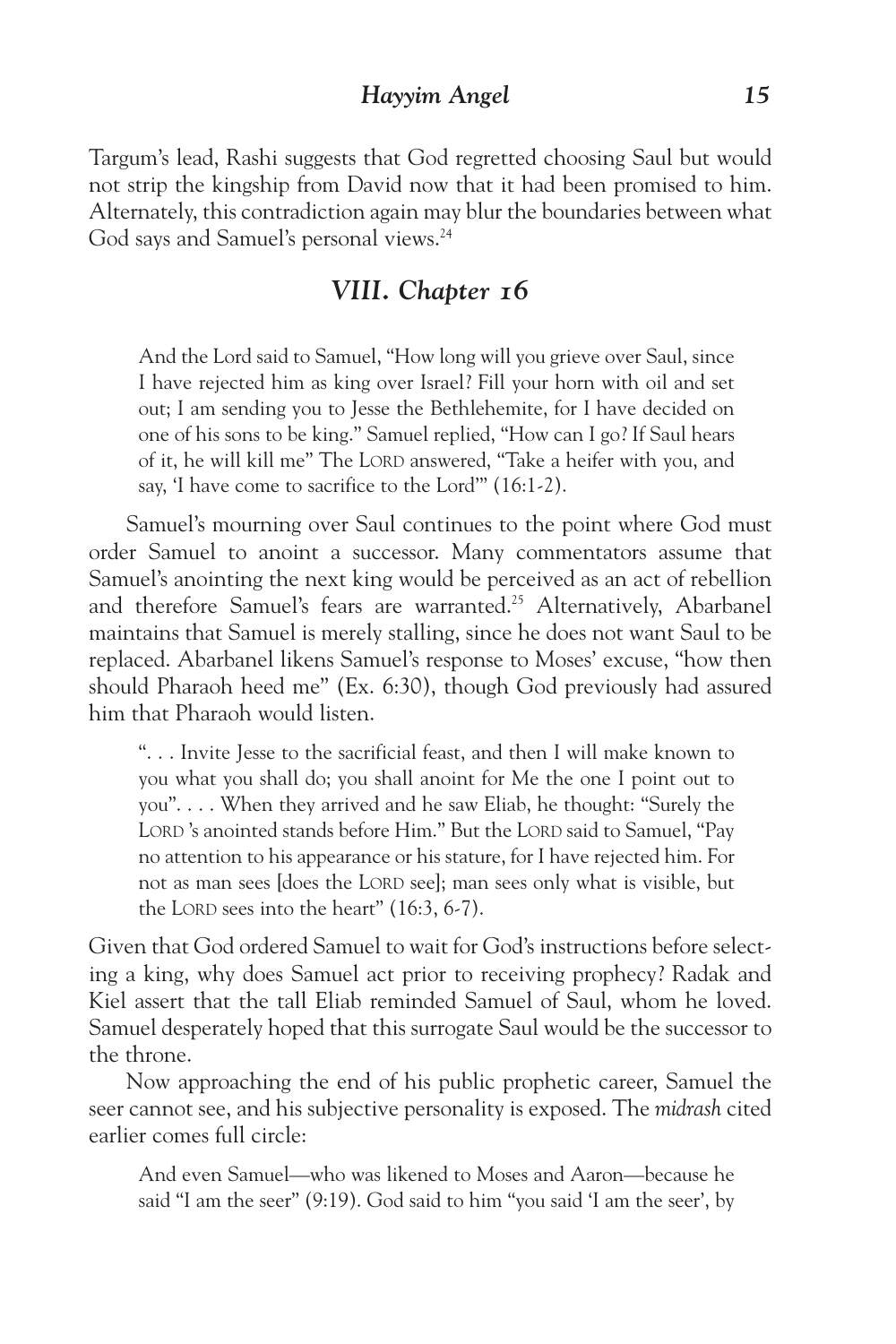Targum's lead, Rashi suggests that God regretted choosing Saul but would not strip the kingship from David now that it had been promised to him. Alternately, this contradiction again may blur the boundaries between what God says and Samuel's personal views.[24]

## VIII. Chapter 16

> And the Lord said to Samuel, "How long will you grieve over Saul, since I have rejected him as king over Israel? Fill your horn with oil and set out; I am sending you to Jesse the Bethlehemite, for I have decided on one of his sons to be king." Samuel replied, "How can I go? If Saul hears of it, he will kill me" The LORD answered, "Take a heifer with you, and say, 'I have come to sacrifice to the Lord'" (16:1-2).

Samuel's mourning over Saul continues to the point where God must order Samuel to anoint a successor. Many commentators assume that Samuel's anointing the next king would be perceived as an act of rebellion and therefore Samuel's fears are warranted.[25] Alternatively, Abarbanel maintains that Samuel is merely stalling, since he does not want Saul to be replaced. Abarbanel likens Samuel's response to Moses' excuse, "how then should Pharaoh heed me" (Ex. 6:30), though God previously had assured him that Pharaoh would listen.

> ". . . Invite Jesse to the sacrificial feast, and then I will make known to you what you shall do; you shall anoint for Me the one I point out to you". . . . When they arrived and he saw Eliab, he thought: "Surely the LORD 's anointed stands before Him." But the LORD said to Samuel, "Pay no attention to his appearance or his stature, for I have rejected him. For not as man sees [does the LORD see]; man sees only what is visible, but the LORD sees into the heart" (16:3, 6-7).

Given that God ordered Samuel to wait for God's instructions before selecting a king, why does Samuel act prior to receiving prophecy? Radak and Kiel assert that the tall Eliab reminded Samuel of Saul, whom he loved. Samuel desperately hoped that this surrogate Saul would be the successor to the throne.

Now approaching the end of his public prophetic career, Samuel the seer cannot see, and his subjective personality is exposed. The *midrash* cited earlier comes full circle:

> And even Samuel—who was likened to Moses and Aaron—because he said "I am the seer" (9:19). God said to him "you said 'I am the seer', by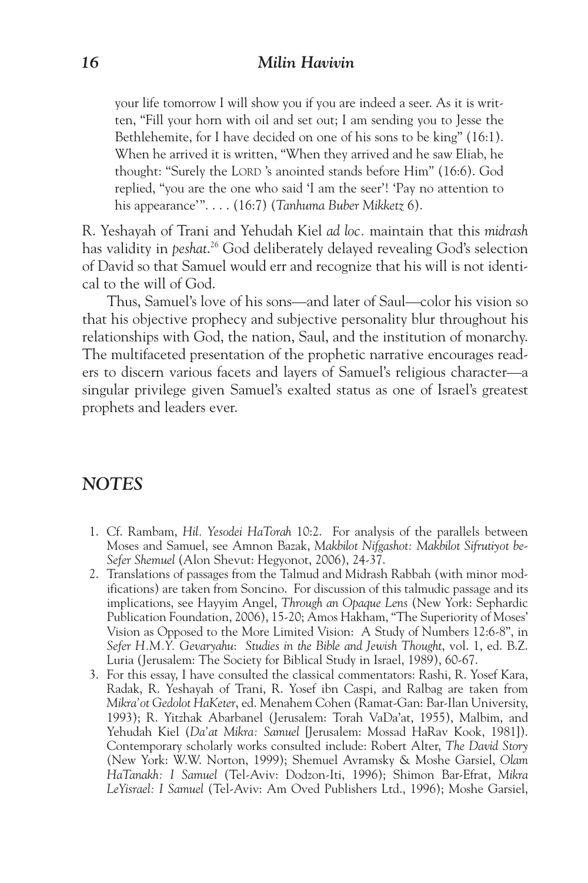> your life tomorrow I will show you if you are indeed a seer. As it is written, "Fill your horn with oil and set out; I am sending you to Jesse the Bethlehemite, for I have decided on one of his sons to be king" (16:1). When he arrived it is written, "When they arrived and he saw Eliab, he thought: "Surely the LORD 's anointed stands before Him" (16:6). God replied, "you are the one who said 'I am the seer'! 'Pay no attention to his appearance'". . . . (16:7) (*Tanhuma Buber Mikketz* 6).

R. Yeshayah of Trani and Yehudah Kiel *ad loc.* maintain that this *midrash* has validity in *peshat*.[26] God deliberately delayed revealing God's selection of David so that Samuel would err and recognize that his will is not identical to the will of God.

Thus, Samuel's love of his sons—and later of Saul—color his vision so that his objective prophecy and subjective personality blur throughout his relationships with God, the nation, Saul, and the institution of monarchy. The multifaceted presentation of the prophetic narrative encourages readers to discern various facets and layers of Samuel's religious character—a singular privilege given Samuel's exalted status as one of Israel's greatest prophets and leaders ever.

## NOTES

1. Cf. Rambam, *Hil. Yesodei HaTorah* 10:2. For analysis of the parallels between Moses and Samuel, see Amnon Bazak, *Makbilot Nifgashot: Makbilot Sifrutiyot be-Sefer Shemuel* (Alon Shevut: Hegyonot, 2006), 24-37.
2. Translations of passages from the Talmud and Midrash Rabbah (with minor modifications) are taken from Soncino. For discussion of this talmudic passage and its implications, see Hayyim Angel, *Through an Opaque Lens* (New York: Sephardic Publication Foundation, 2006), 15-20; Amos Hakham, "The Superiority of Moses' Vision as Opposed to the More Limited Vision: A Study of Numbers 12:6-8", in *Sefer H.M.Y. Gevaryahu: Studies in the Bible and Jewish Thought*, vol. 1, ed. B.Z. Luria (Jerusalem: The Society for Biblical Study in Israel, 1989), 60-67.
3. For this essay, I have consulted the classical commentators: Rashi, R. Yosef Kara, Radak, R. Yeshayah of Trani, R. Yosef ibn Caspi, and Ralbag are taken from *Mikra'ot Gedolot HaKeter*, ed. Menahem Cohen (Ramat-Gan: Bar-Ilan University, 1993); R. Yitzhak Abarbanel (Jerusalem: Torah VaDa'at, 1955), Malbim, and Yehudah Kiel (*Da'at Mikra: Samuel* [Jerusalem: Mossad HaRav Kook, 1981]). Contemporary scholarly works consulted include: Robert Alter, *The David Story* (New York: W.W. Norton, 1999); Shemuel Avramsky & Moshe Garsiel, *Olam HaTanakh: I Samuel* (Tel-Aviv: Dodzon-Iti, 1996); Shimon Bar-Efrat, *Mikra LeYisrael: I Samuel* (Tel-Aviv: Am Oved Publishers Ltd., 1996); Moshe Garsiel,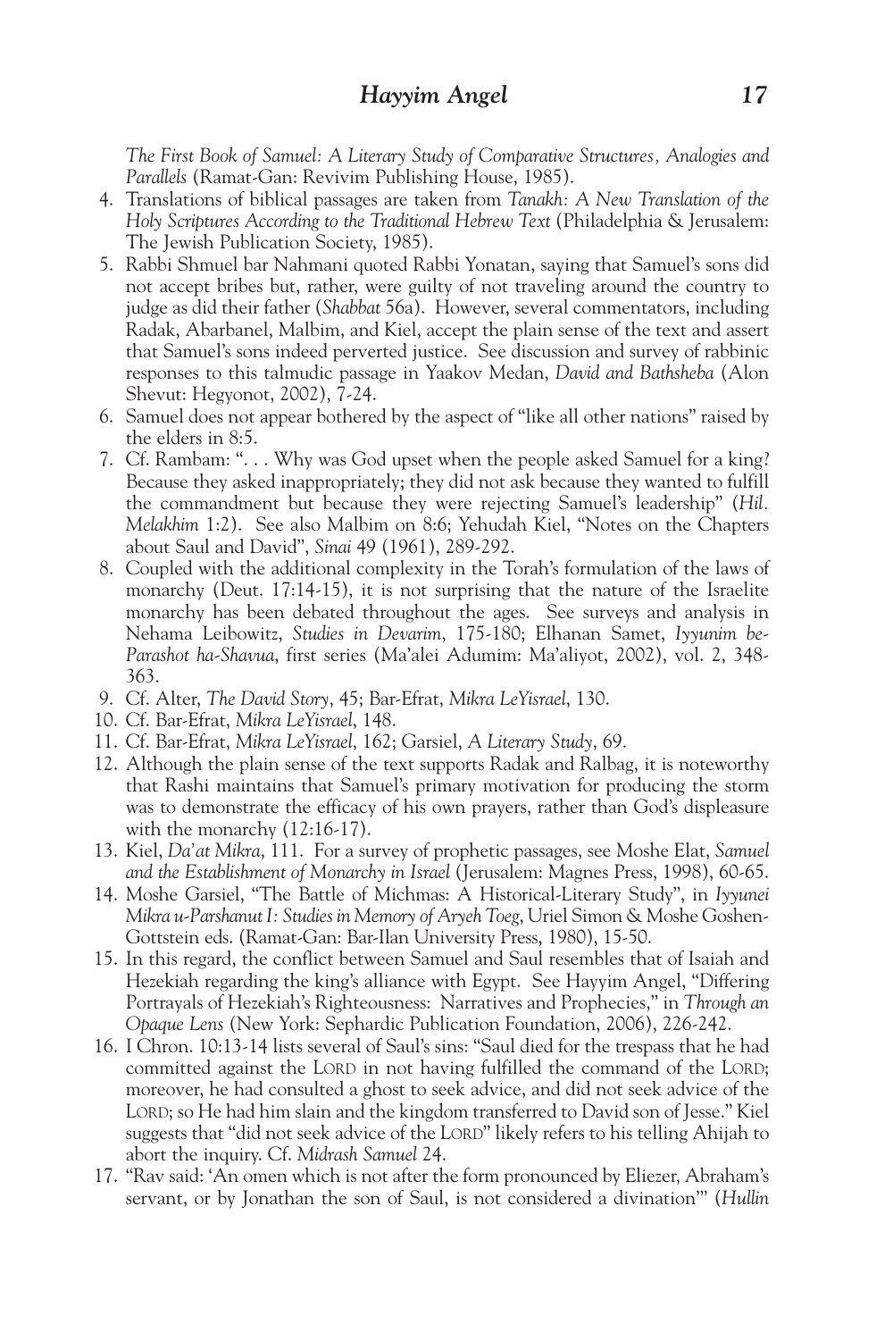*The First Book of Samuel: A Literary Study of Comparative Structures, Analogies and Parallels* (Ramat-Gan: Revivim Publishing House, 1985).

4. Translations of biblical passages are taken from *Tanakh: A New Translation of the Holy Scriptures According to the Traditional Hebrew Text* (Philadelphia & Jerusalem: The Jewish Publication Society, 1985).
5. Rabbi Shmuel bar Nahmani quoted Rabbi Yonatan, saying that Samuel's sons did not accept bribes but, rather, were guilty of not traveling around the country to judge as did their father (*Shabbat* 56a). However, several commentators, including Radak, Abarbanel, Malbim, and Kiel, accept the plain sense of the text and assert that Samuel's sons indeed perverted justice. See discussion and survey of rabbinic responses to this talmudic passage in Yaakov Medan, *David and Bathsheba* (Alon Shevut: Hegyonot, 2002), 7-24.
6. Samuel does not appear bothered by the aspect of "like all other nations" raised by the elders in 8:5.
7. Cf. Rambam: ". . . Why was God upset when the people asked Samuel for a king? Because they asked inappropriately; they did not ask because they wanted to fulfill the commandment but because they were rejecting Samuel's leadership" (*Hil. Melakhim* 1:2). See also Malbim on 8:6; Yehudah Kiel, "Notes on the Chapters about Saul and David", *Sinai* 49 (1961), 289-292.
8. Coupled with the additional complexity in the Torah's formulation of the laws of monarchy (Deut. 17:14-15), it is not surprising that the nature of the Israelite monarchy has been debated throughout the ages. See surveys and analysis in Nehama Leibowitz, *Studies in Devarim*, 175-180; Elhanan Samet, *Iyyunim be-Parashot ha-Shavua*, first series (Ma'alei Adumim: Ma'aliyot, 2002), vol. 2, 348-363.
9. Cf. Alter, *The David Story*, 45; Bar-Efrat, *Mikra LeYisrael*, 130.
10. Cf. Bar-Efrat, *Mikra LeYisrael*, 148.
11. Cf. Bar-Efrat, *Mikra LeYisrael*, 162; Garsiel, *A Literary Study*, 69.
12. Although the plain sense of the text supports Radak and Ralbag, it is noteworthy that Rashi maintains that Samuel's primary motivation for producing the storm was to demonstrate the efficacy of his own prayers, rather than God's displeasure with the monarchy (12:16-17).
13. Kiel, *Da'at Mikra*, 111. For a survey of prophetic passages, see Moshe Elat, *Samuel and the Establishment of Monarchy in Israel* (Jerusalem: Magnes Press, 1998), 60-65.
14. Moshe Garsiel, "The Battle of Michmas: A Historical-Literary Study", in *Iyyunei Mikra u-Parshanut I: Studies in Memory of Aryeh Toeg*, Uriel Simon & Moshe Goshen-Gottstein eds. (Ramat-Gan: Bar-Ilan University Press, 1980), 15-50.
15. In this regard, the conflict between Samuel and Saul resembles that of Isaiah and Hezekiah regarding the king's alliance with Egypt. See Hayyim Angel, "Differing Portrayals of Hezekiah's Righteousness: Narratives and Prophecies," in *Through an Opaque Lens* (New York: Sephardic Publication Foundation, 2006), 226-242.
16. I Chron. 10:13-14 lists several of Saul's sins: "Saul died for the trespass that he had committed against the LORD in not having fulfilled the command of the LORD; moreover, he had consulted a ghost to seek advice, and did not seek advice of the LORD; so He had him slain and the kingdom transferred to David son of Jesse." Kiel suggests that "did not seek advice of the LORD" likely refers to his telling Ahijah to abort the inquiry. Cf. *Midrash Samuel* 24.
17. "Rav said: 'An omen which is not after the form pronounced by Eliezer, Abraham's servant, or by Jonathan the son of Saul, is not considered a divination'" (*Hullin*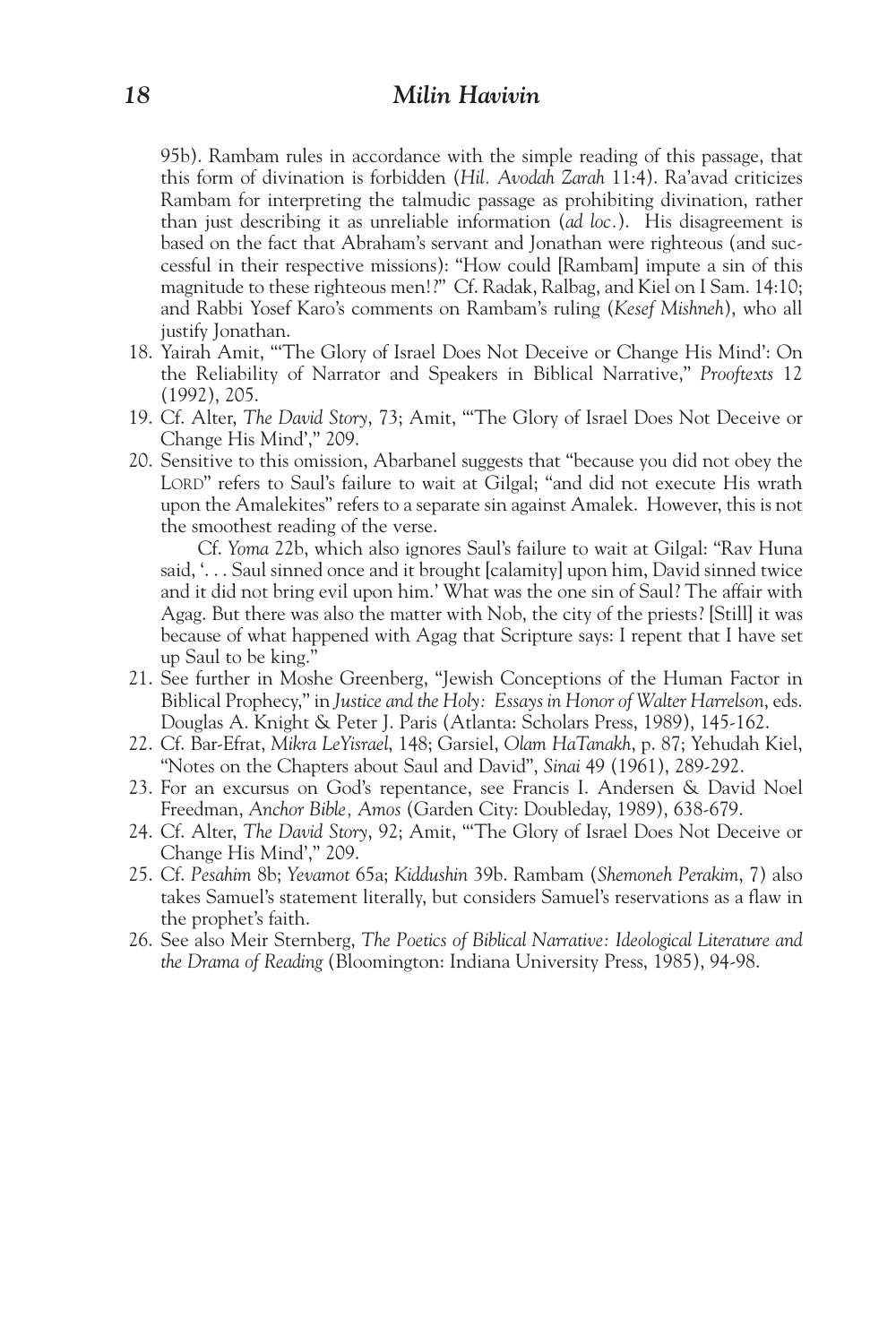95b). Rambam rules in accordance with the simple reading of this passage, that this form of divination is forbidden (*Hil. Avodah Zarah* 11:4). Ra'avad criticizes Rambam for interpreting the talmudic passage as prohibiting divination, rather than just describing it as unreliable information (*ad loc.*). His disagreement is based on the fact that Abraham's servant and Jonathan were righteous (and successful in their respective missions): "How could [Rambam] impute a sin of this magnitude to these righteous men!?" Cf. Radak, Ralbag, and Kiel on I Sam. 14:10; and Rabbi Yosef Karo's comments on Rambam's ruling (*Kesef Mishneh*), who all justify Jonathan.

18. Yairah Amit, "'The Glory of Israel Does Not Deceive or Change His Mind': On the Reliability of Narrator and Speakers in Biblical Narrative," *Prooftexts* 12 (1992), 205.
19. Cf. Alter, *The David Story*, 73; Amit, "'The Glory of Israel Does Not Deceive or Change His Mind'," 209.
20. Sensitive to this omission, Abarbanel suggests that "because you did not obey the LORD" refers to Saul's failure to wait at Gilgal; "and did not execute His wrath upon the Amalekites" refers to a separate sin against Amalek. However, this is not the smoothest reading of the verse.

    Cf. *Yoma* 22b, which also ignores Saul's failure to wait at Gilgal: "Rav Huna said, '. . . Saul sinned once and it brought [calamity] upon him, David sinned twice and it did not bring evil upon him.' What was the one sin of Saul? The affair with Agag. But there was also the matter with Nob, the city of the priests? [Still] it was because of what happened with Agag that Scripture says: I repent that I have set up Saul to be king."
21. See further in Moshe Greenberg, "Jewish Conceptions of the Human Factor in Biblical Prophecy," in *Justice and the Holy: Essays in Honor of Walter Harrelson*, eds. Douglas A. Knight & Peter J. Paris (Atlanta: Scholars Press, 1989), 145-162.
22. Cf. Bar-Efrat, *Mikra LeYisrael*, 148; Garsiel, *Olam HaTanakh*, p. 87; Yehudah Kiel, "Notes on the Chapters about Saul and David", *Sinai* 49 (1961), 289-292.
23. For an excursus on God's repentance, see Francis I. Andersen & David Noel Freedman, *Anchor Bible, Amos* (Garden City: Doubleday, 1989), 638-679.
24. Cf. Alter, *The David Story*, 92; Amit, "'The Glory of Israel Does Not Deceive or Change His Mind'," 209.
25. Cf. *Pesahim* 8b; *Yevamot* 65a; *Kiddushin* 39b. Rambam (*Shemoneh Perakim*, 7) also takes Samuel's statement literally, but considers Samuel's reservations as a flaw in the prophet's faith.
26. See also Meir Sternberg, *The Poetics of Biblical Narrative: Ideological Literature and the Drama of Reading* (Bloomington: Indiana University Press, 1985), 94-98.